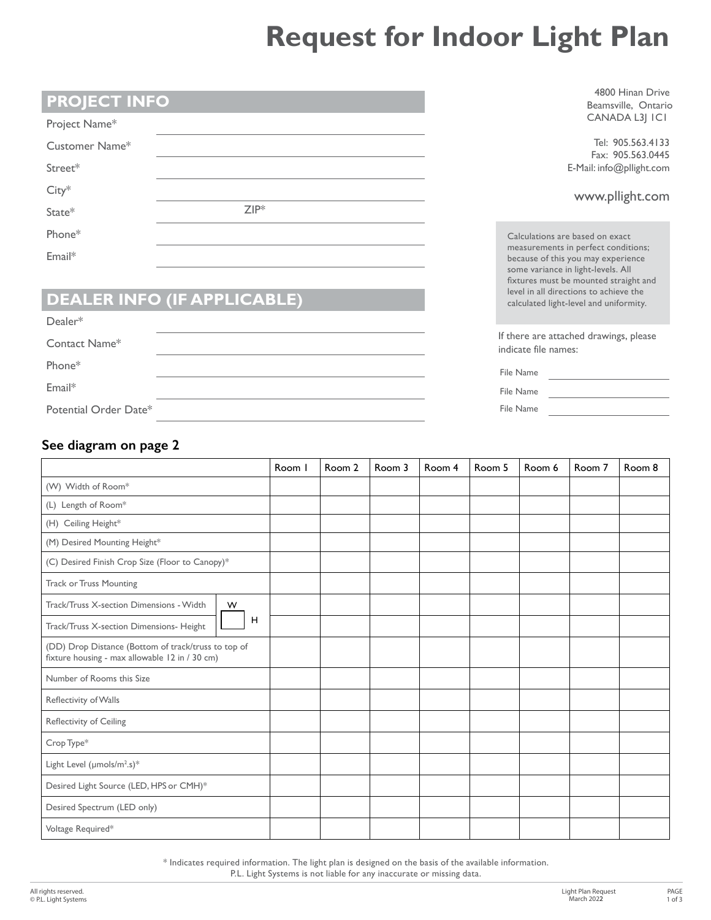# Request for Indoor Light Plan

## PROJECT INFO

Project Name*

Customer Name*

Street*

City*

State* ZIP*

Phone*

Email*

## DEALER INFO (IF APPLICABLE)

Dealer*

Contact Name*

Phone*

Email*

Potential Order Date*

4800 Hinan Drive
Beamsville, Ontario
CANADA L3J 1C1

Tel: 905.563.4133
Fax: 905.563.0445
E-Mail: info@pllight.com

www.pllight.com

Calculations are based on exact measurements in perfect conditions; because of this you may experience some variance in light-levels. All fixtures must be mounted straight and level in all directions to achieve the calculated light-level and uniformity.

If there are attached drawings, please indicate file names:

File Name

File Name

File Name

### See diagram on page 2

| | Room 1 | Room 2 | Room 3 | Room 4 | Room 5 | Room 6 | Room 7 | Room 8 |
|---|---|---|---|---|---|---|---|---|
| (W) Width of Room* | | | | | | | | |
| (L) Length of Room* | | | | | | | | |
| (H) Ceiling Height* | | | | | | | | |
| (M) Desired Mounting Height* | | | | | | | | |
| (C) Desired Finish Crop Size (Floor to Canopy)* | | | | | | | | |
| Track or Truss Mounting | | | | | | | | |
| Track/Truss X-section Dimensions - Width (W) | | | | | | | | |
| Track/Truss X-section Dimensions- Height (H) | | | | | | | | |
| (DD) Drop Distance (Bottom of track/truss to top of fixture housing - max allowable 12 in / 30 cm) | | | | | | | | |
| Number of Rooms this Size | | | | | | | | |
| Reflectivity of Walls | | | | | | | | |
| Reflectivity of Ceiling | | | | | | | | |
| Crop Type* | | | | | | | | |
| Light Level (μmols/m².s)* | | | | | | | | |
| Desired Light Source (LED, HPS or CMH)* | | | | | | | | |
| Desired Spectrum (LED only) | | | | | | | | |
| Voltage Required* | | | | | | | | |

* Indicates required information. The light plan is designed on the basis of the available information.
P.L. Light Systems is not liable for any inaccurate or missing data.

All rights reserved.
© P.L. Light Systems

Light Plan Request
March 2022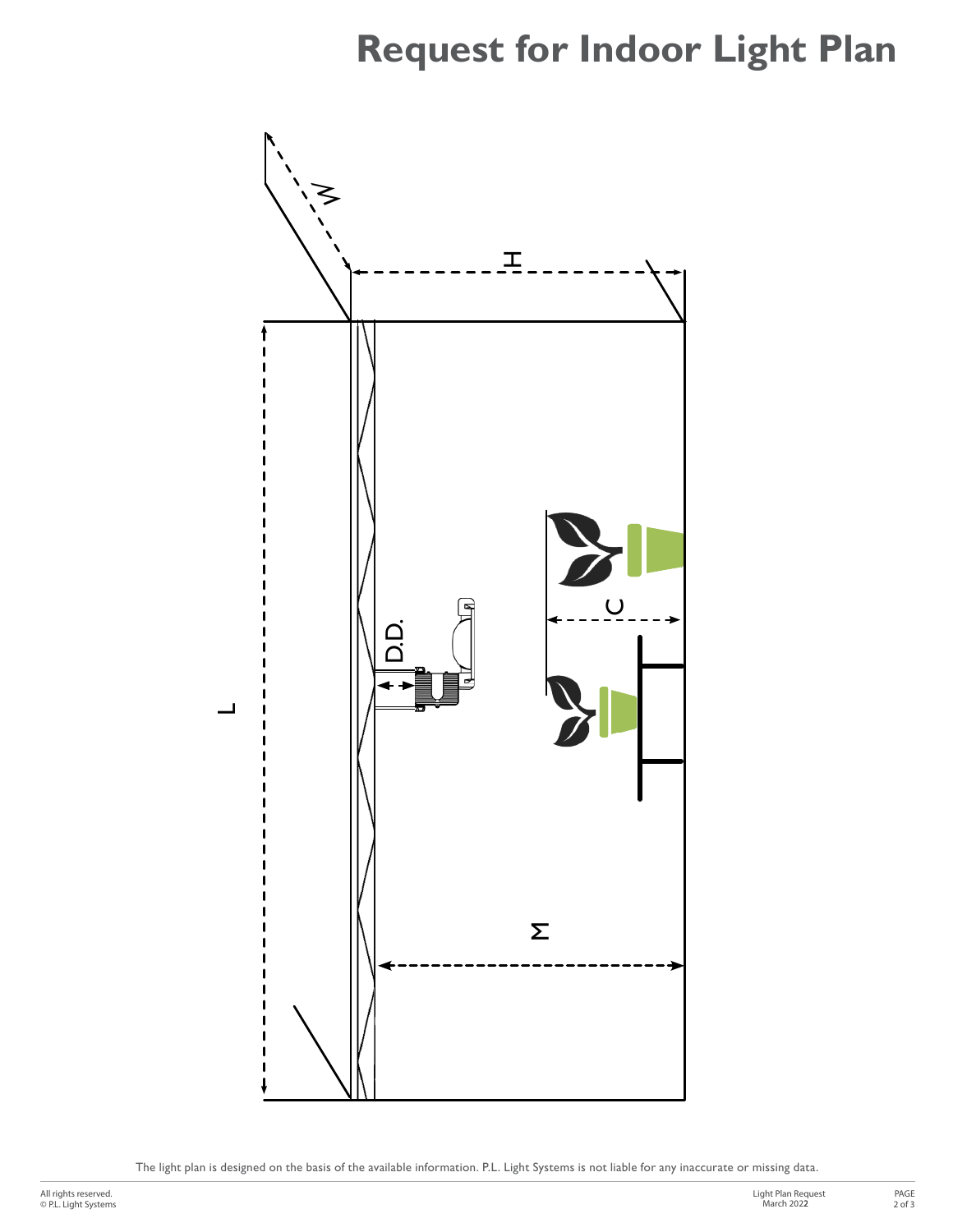# Request for Indoor Light Plan

W

H

L

D.D.

C

M

The light plan is designed on the basis of the available information. P.L. Light Systems is not liable for any inaccurate or missing data.

All rights reserved.
© P.L. Light Systems

Light Plan Request
March 2022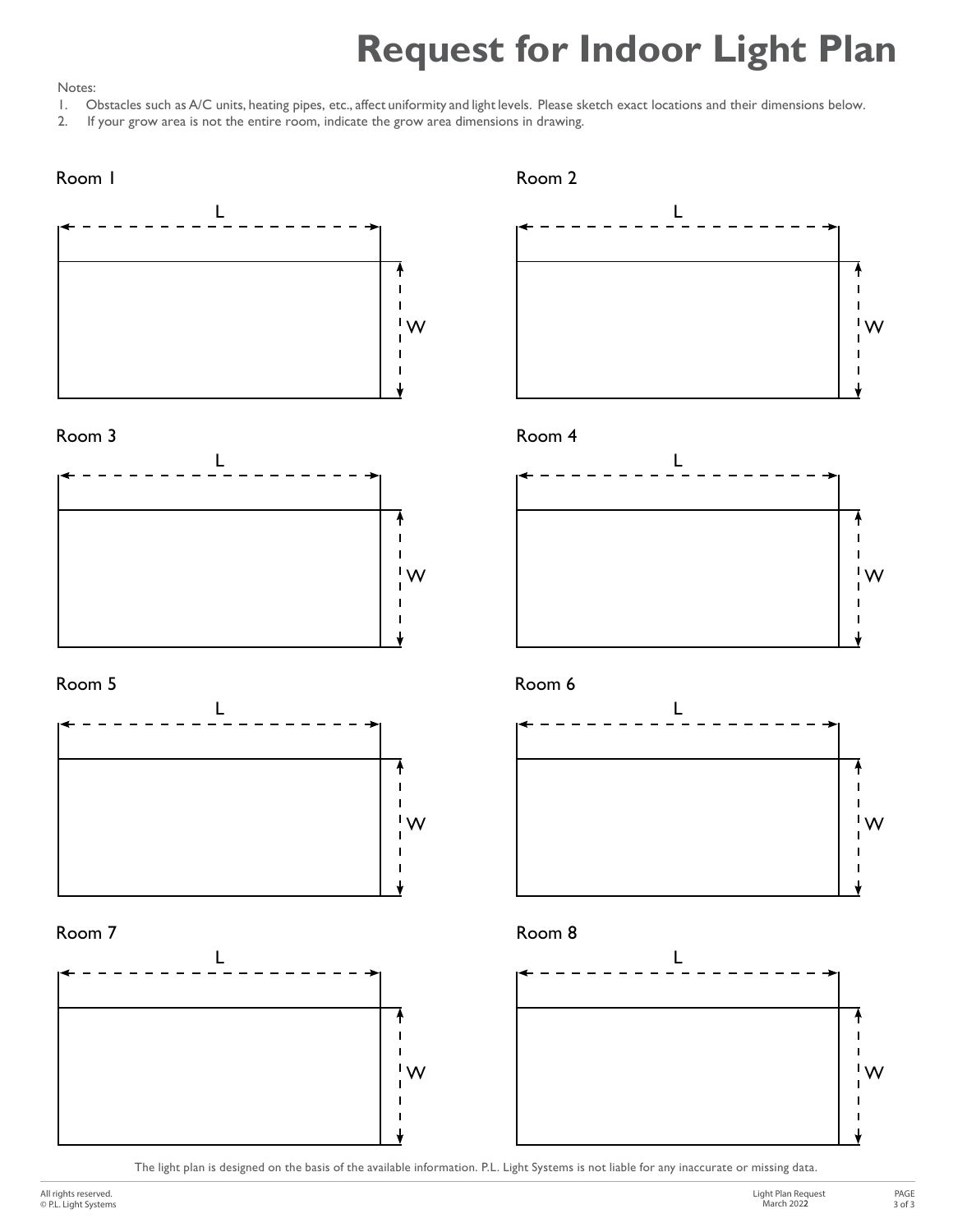# Request for Indoor Light Plan

Notes:

1. Obstacles such as A/C units, heating pipes, etc., affect uniformity and light levels. Please sketch exact locations and their dimensions below.
2. If your grow area is not the entire room, indicate the grow area dimensions in drawing.

Room 1

L

W

Room 2

L

W

Room 3

L

W

Room 4

L

W

Room 5

L

W

Room 6

L

W

Room 7

L

W

Room 8

L

W

The light plan is designed on the basis of the available information. P.L. Light Systems is not liable for any inaccurate or missing data.

All rights reserved.
© P.L. Light Systems

Light Plan Request
March 2022